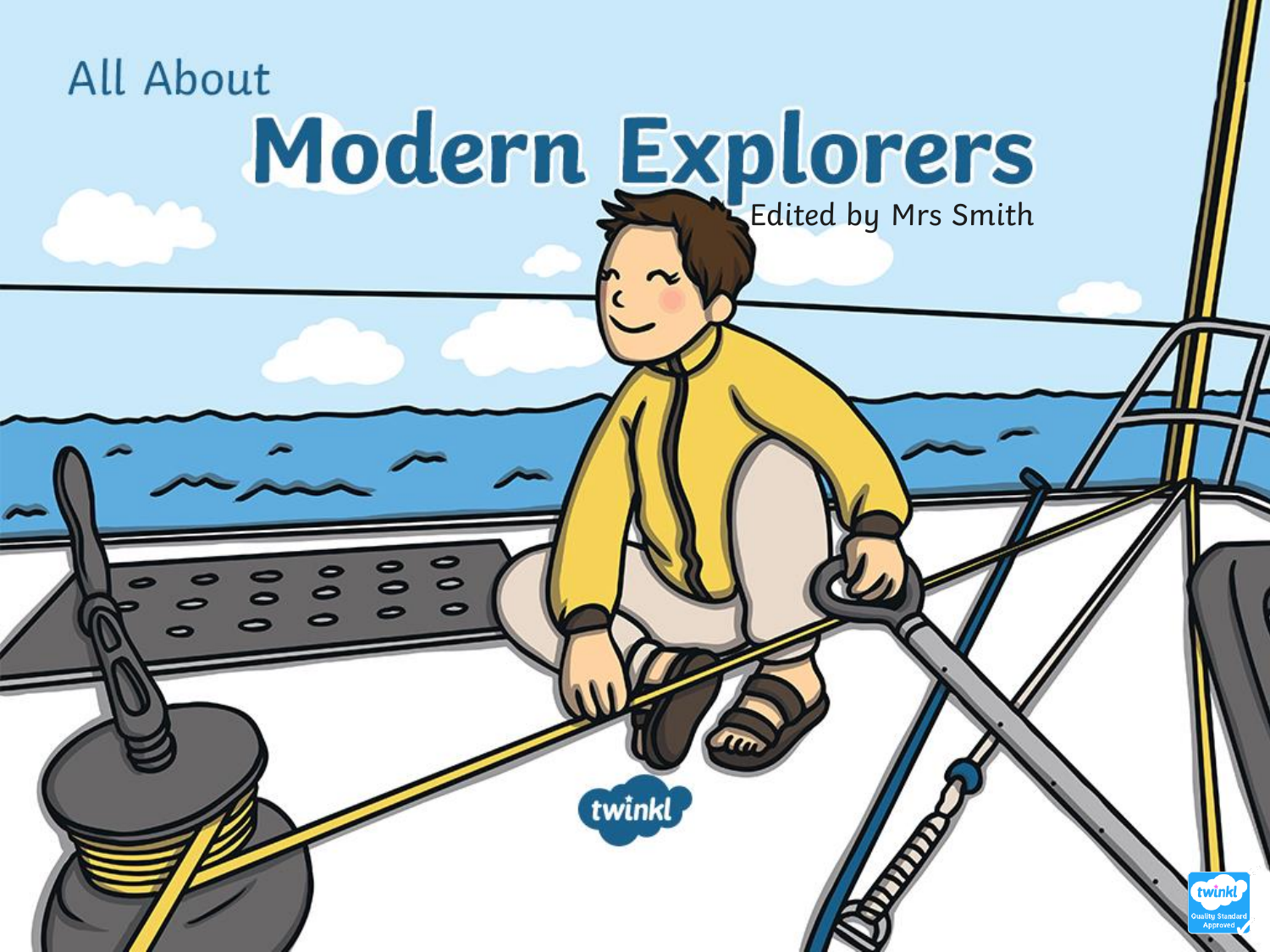All About

# Modern Explorers

Edited by Mrs Smith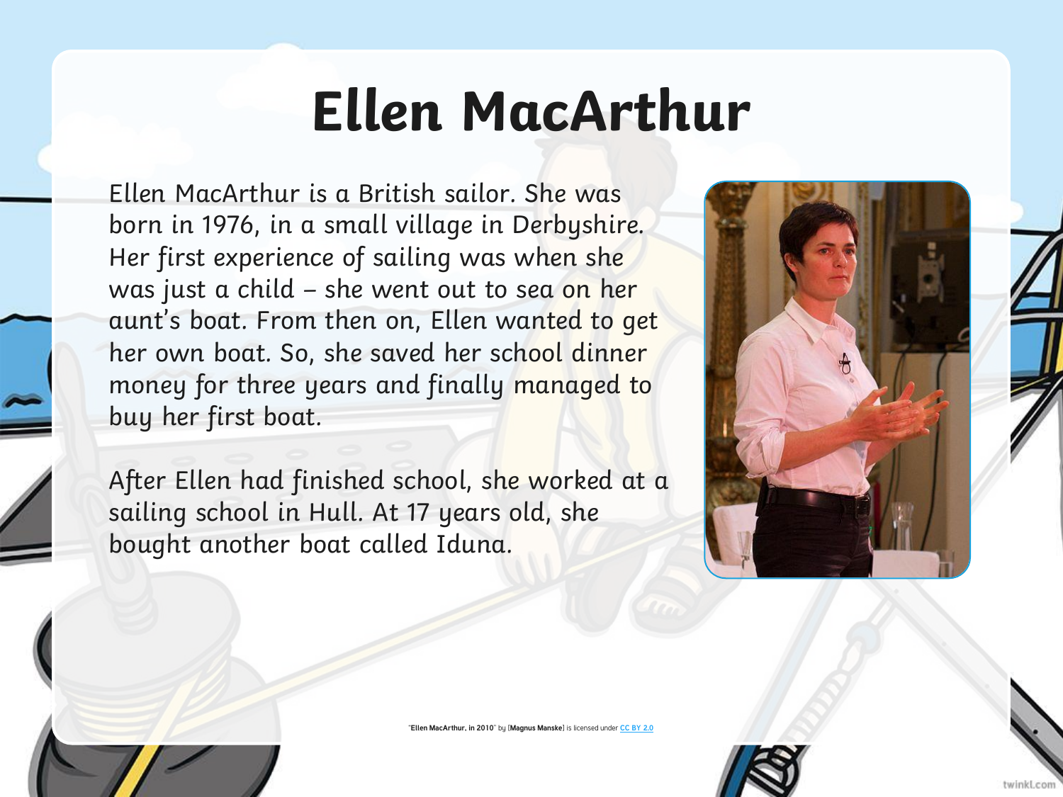# Ellen MacArthur

Ellen MacArthur is a British sailor. She was born in 1976, in a small village in Derbyshire. Her first experience of sailing was when she was just a child – she went out to sea on her aunt's boat. From then on, Ellen wanted to get her own boat. So, she saved her school dinner money for three years and finally managed to buy her first boat.

After Ellen had finished school, she worked at a sailing school in Hull. At 17 years old, she bought another boat called Iduna.

"**Ellen MacArthur, in 2010**" by [**Magnus Manske**] is licensed under CC BY 2.0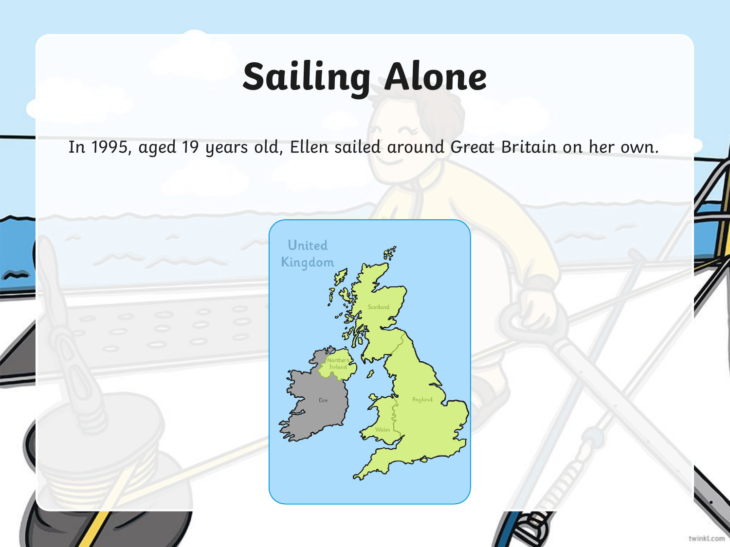# Sailing Alone

In 1995, aged 19 years old, Ellen sailed around Great Britain on her own.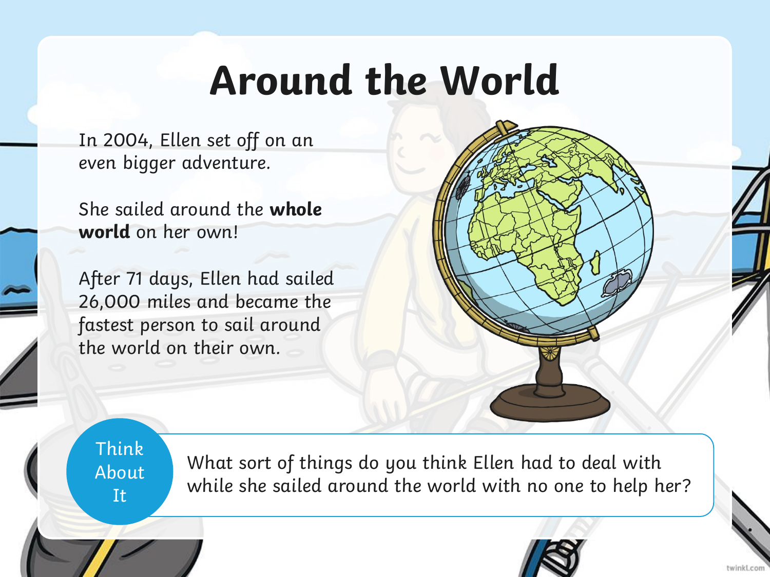# Around the World

In 2004, Ellen set off on an even bigger adventure.

She sailed around the **whole world** on her own!

After 71 days, Ellen had sailed 26,000 miles and became the fastest person to sail around the world on their own.

**Think About It**

What sort of things do you think Ellen had to deal with while she sailed around the world with no one to help her?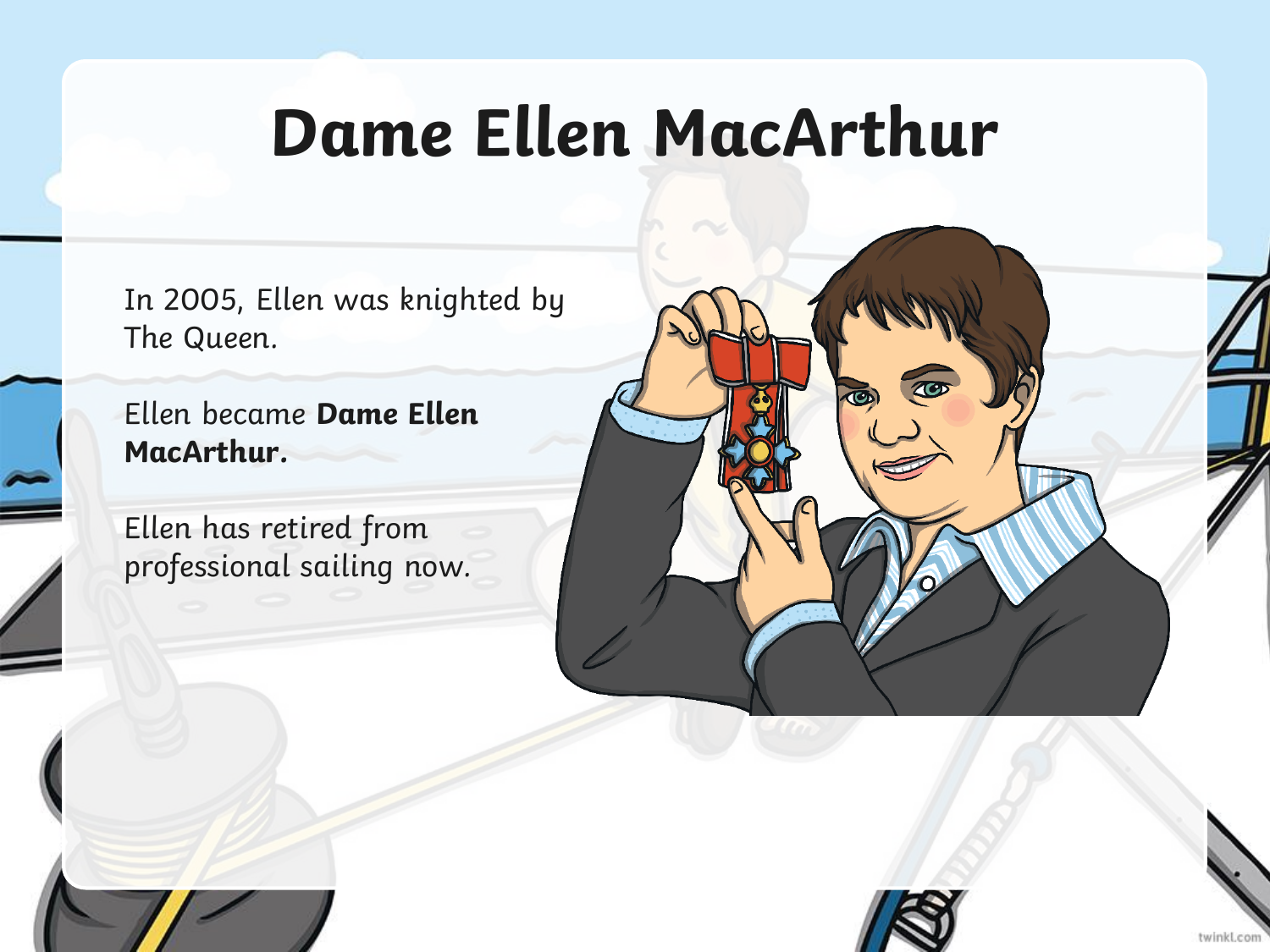# Dame Ellen MacArthur

In 2005, Ellen was knighted by The Queen.

Ellen became **Dame Ellen MacArthur.**

Ellen has retired from professional sailing now.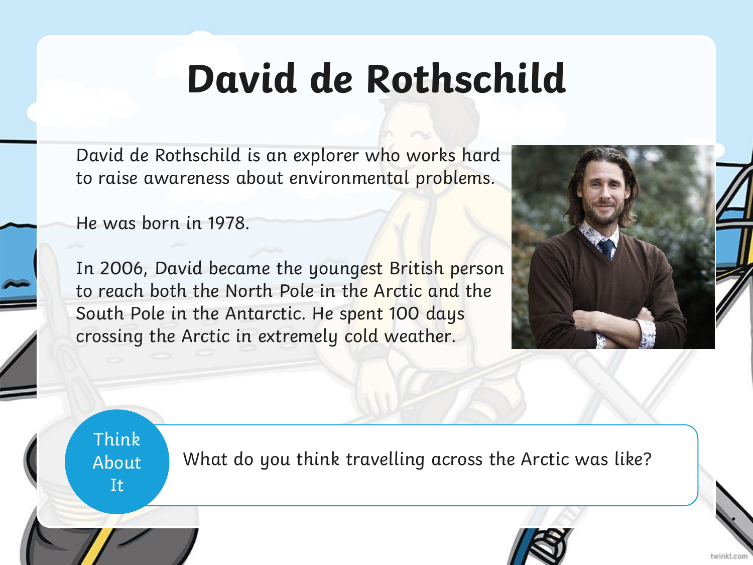# David de Rothschild

David de Rothschild is an explorer who works hard to raise awareness about environmental problems.

He was born in 1978.

In 2006, David became the youngest British person to reach both the North Pole in the Arctic and the South Pole in the Antarctic. He spent 100 days crossing the Arctic in extremely cold weather.

**Think About It**

What do you think travelling across the Arctic was like?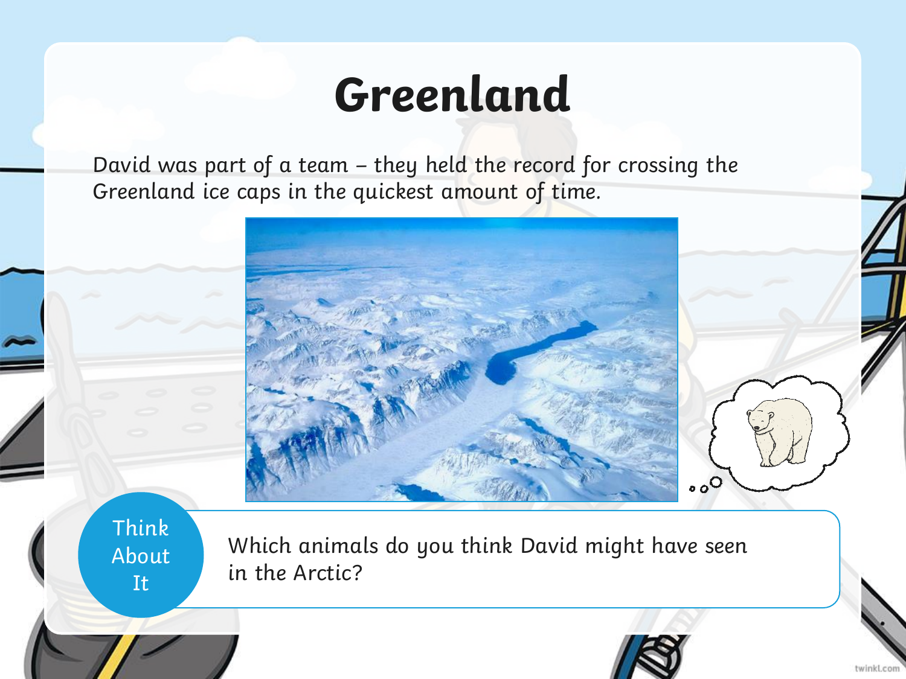# Greenland

David was part of a team – they held the record for crossing the Greenland ice caps in the quickest amount of time.

**Think About It**

Which animals do you think David might have seen in the Arctic?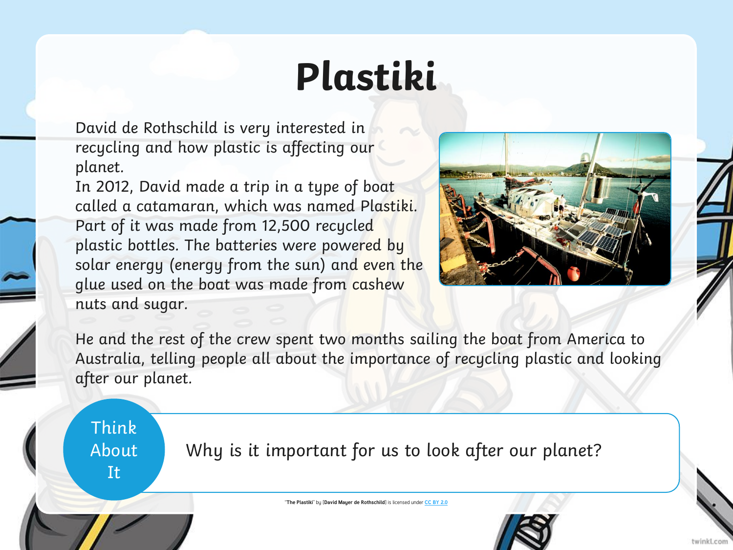# Plastiki

David de Rothschild is very interested in recycling and how plastic is affecting our planet.

In 2012, David made a trip in a type of boat called a catamaran, which was named Plastiki. Part of it was made from 12,500 recycled plastic bottles. The batteries were powered by solar energy (energy from the sun) and even the glue used on the boat was made from cashew nuts and sugar.

He and the rest of the crew spent two months sailing the boat from America to Australia, telling people all about the importance of recycling plastic and looking after our planet.

**Think About It**

Why is it important for us to look after our planet?

"**The Plastiki**" by [**David Mayer de Rothschild**] is licensed under CC BY 2.0